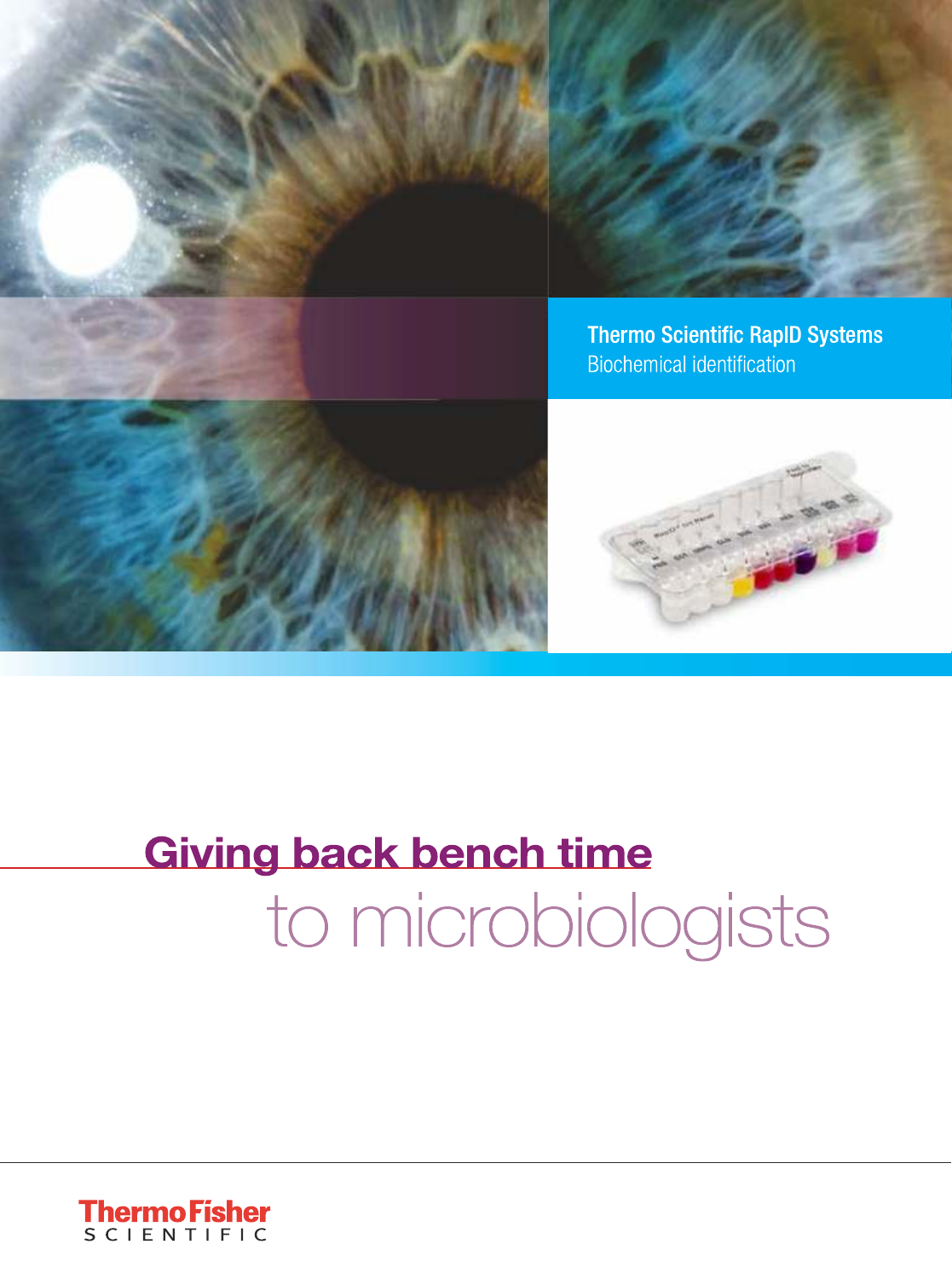Thermo Scientific RapID Systems

Biochemical identification

# Giving back bench time to microbiologists

Thermo Fisher SCIENTIFIC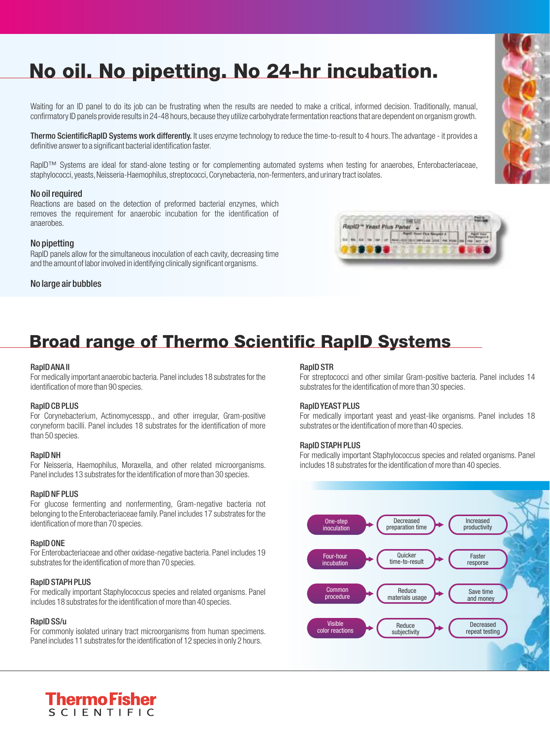# No oil. No pipetting. No 24-hr incubation.

Waiting for an ID panel to do its job can be frustrating when the results are needed to make a critical, informed decision. Traditionally, manual, confirmatory ID panels provide results in 24-48 hours, because they utilize carbohydrate fermentation reactions that are dependent on organism growth.

**Thermo ScientificRapID Systems work differently.** It uses enzyme technology to reduce the time-to-result to 4 hours. The advantage - it provides a definitive answer to a significant bacterial identification faster.

RapID™ Systems are ideal for stand-alone testing or for complementing automated systems when testing for anaerobes, Enterobacteriaceae, staphylococci, yeasts, Neisseria-Haemophilus, streptococci, Corynebacteria, non-fermenters, and urinary tract isolates.

### No oil required

Reactions are based on the detection of preformed bacterial enzymes, which removes the requirement for anaerobic incubation for the identification of anaerobes.

### No pipetting

RapID panels allow for the simultaneous inoculation of each cavity, decreasing time and the amount of labor involved in identifying clinically significant organisms.

### No large air bubbles

# Broad range of Thermo Scientific RapID Systems

### RapID ANA II

For medically important anaerobic bacteria. Panel includes 18 substrates for the identification of more than 90 species.

### RapID CB PLUS

For Corynebacterium, Actinomycesspp., and other irregular, Gram-positive coryneform bacilli. Panel includes 18 substrates for the identification of more than 50 species.

### RapID NH

For Neisseria, Haemophilus, Moraxella, and other related microorganisms. Panel includes 13 substrates for the identification of more than 30 species.

### RapID NF PLUS

For glucose fermenting and nonfermenting, Gram-negative bacteria not belonging to the Enterobacteriaceae family. Panel includes 17 substrates for the identification of more than 70 species.

### RapID ONE

For Enterobacteriaceae and other oxidase-negative bacteria. Panel includes 19 substrates for the identification of more than 70 species.

### RapID STAPH PLUS

For medically important Staphylococcus species and related organisms. Panel includes 18 substrates for the identification of more than 40 species.

### RapID SS/u

For commonly isolated urinary tract microorganisms from human specimens. Panel includes 11 substrates for the identification of 12 species in only 2 hours.

### RapID STR

For streptococci and other similar Gram-positive bacteria. Panel includes 14 substrates for the identification of more than 30 species.

### RapID YEAST PLUS

For medically important yeast and yeast-like organisms. Panel includes 18 substrates or the identification of more than 40 species.

### RapID STAPH PLUS

For medically important Staphylococcus species and related organisms. Panel includes 18 substrates for the identification of more than 40 species.

One-step inoculation → Decreased preparation time → Increased productivity

Four-hour incubation → Quicker time-to-result → Faster response

Common procedure → Reduce materials usage → Save time and money

Visible color reactions → Reduce subjectivity → Decreased repeat testing

ThermoFisher SCIENTIFIC